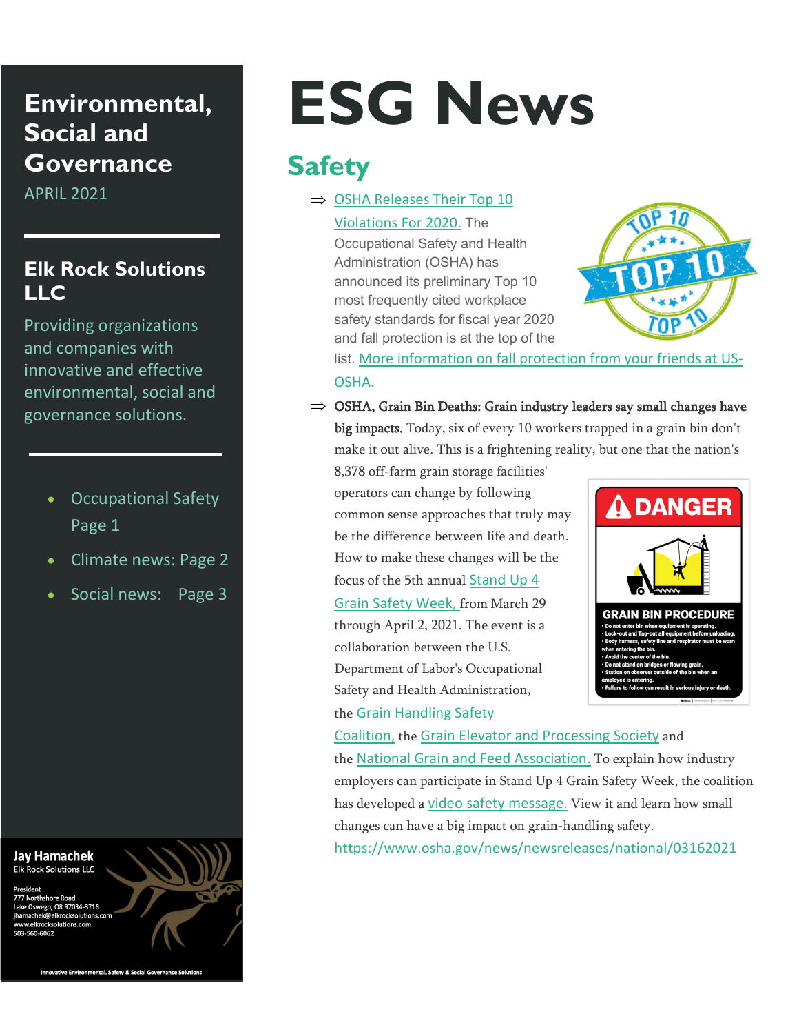# Environmental, Social and Governance

APRIL 2021

## Elk Rock Solutions LLC

Providing organizations and companies with innovative and effective environmental, social and governance solutions.

- Occupational Safety Page 1
- Climate news: Page 2
- Social news: Page 3

**Jay Hamachek**
Elk Rock Solutions LLC

President
777 Northshore Road
Lake Oswego, OR 97034-3716
jhamachek@elkrocksolutions.com
www.elkrocksolutions.com
503-560-6062

Innovative Environmental, Safety & Social Governance Solutions

# ESG News

## Safety

⇒ OSHA Releases Their Top 10 Violations For 2020. The Occupational Safety and Health Administration (OSHA) has announced its preliminary Top 10 most frequently cited workplace safety standards for fiscal year 2020 and fall protection is at the top of the list. More information on fall protection from your friends at US-OSHA.

⇒ **OSHA, Grain Bin Deaths: Grain industry leaders say small changes have big impacts.** Today, six of every 10 workers trapped in a grain bin don't make it out alive. This is a frightening reality, but one that the nation's 8,378 off-farm grain storage facilities' operators can change by following common sense approaches that truly may be the difference between life and death. How to make these changes will be the focus of the 5th annual Stand Up 4 Grain Safety Week, from March 29 through April 2, 2021. The event is a collaboration between the U.S. Department of Labor's Occupational Safety and Health Administration, the Grain Handling Safety Coalition, the Grain Elevator and Processing Society and the National Grain and Feed Association. To explain how industry employers can participate in Stand Up 4 Grain Safety Week, the coalition has developed a video safety message. View it and learn how small changes can have a big impact on grain-handling safety. https://www.osha.gov/news/newsreleases/national/03162021

**DANGER**

**GRAIN BIN PROCEDURE**

- Do not enter bin when equipment is operating.
- Lock-out and Tag-out all equipment before unloading.
- Body harness, safety line and respirator must be worn when entering the bin.
- Avoid the center of the bin.
- Do not stand on bridges or flowing grain.
- Station on observer outside of the bin when an employee is entering.
- Failure to follow can result in serious injury or death.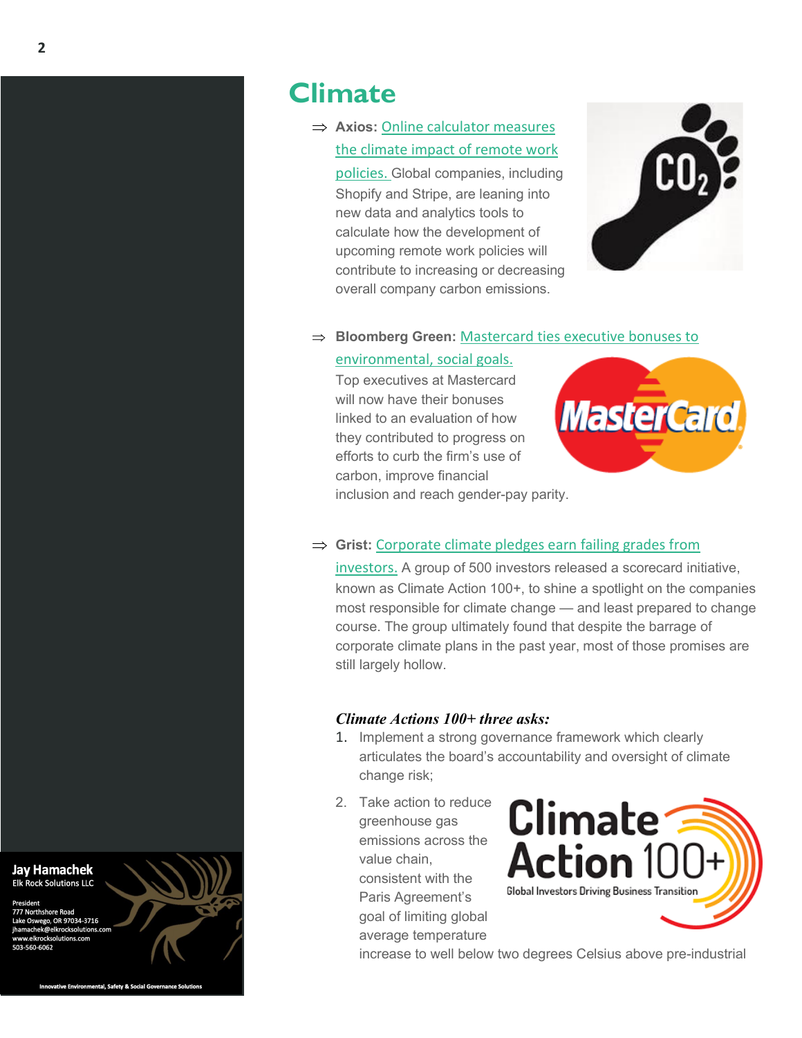# Climate

⇒ **Axios:** Online calculator measures the climate impact of remote work policies. Global companies, including Shopify and Stripe, are leaning into new data and analytics tools to calculate how the development of upcoming remote work policies will contribute to increasing or decreasing overall company carbon emissions.

⇒ **Bloomberg Green:** Mastercard ties executive bonuses to environmental, social goals. Top executives at Mastercard will now have their bonuses linked to an evaluation of how they contributed to progress on efforts to curb the firm's use of carbon, improve financial inclusion and reach gender-pay parity.

⇒ **Grist:** Corporate climate pledges earn failing grades from investors. A group of 500 investors released a scorecard initiative, known as Climate Action 100+, to shine a spotlight on the companies most responsible for climate change — and least prepared to change course. The group ultimately found that despite the barrage of corporate climate plans in the past year, most of those promises are still largely hollow.

***Climate Actions 100+ three asks:***

1. Implement a strong governance framework which clearly articulates the board's accountability and oversight of climate change risk;
2. Take action to reduce greenhouse gas emissions across the value chain, consistent with the Paris Agreement's goal of limiting global average temperature increase to well below two degrees Celsius above pre-industrial

**Jay Hamachek**
Elk Rock Solutions LLC

President
777 Northshore Road
Lake Oswego, OR 97034-3716
jhamachek@elkrocksolutions.com
www.elkrocksolutions.com
503-560-6062

Innovative Environmental, Safety & Social Governance Solutions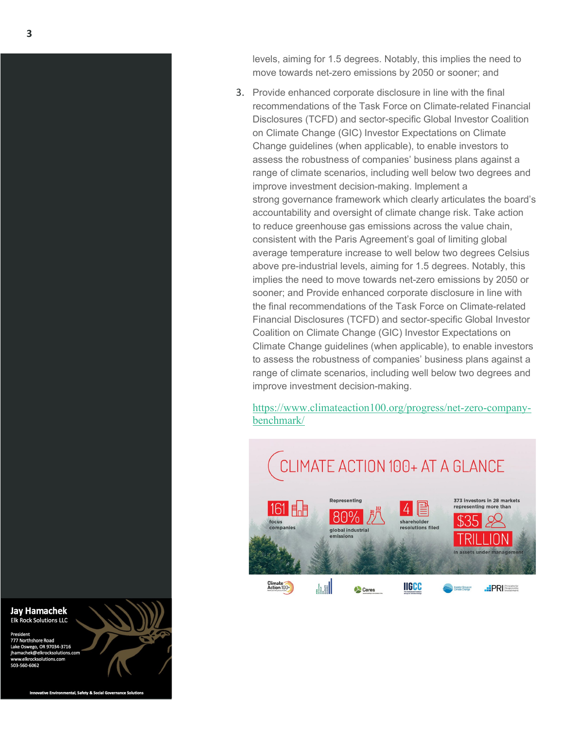levels, aiming for 1.5 degrees. Notably, this implies the need to move towards net-zero emissions by 2050 or sooner; and

3. Provide enhanced corporate disclosure in line with the final recommendations of the Task Force on Climate-related Financial Disclosures (TCFD) and sector-specific Global Investor Coalition on Climate Change (GIC) Investor Expectations on Climate Change guidelines (when applicable), to enable investors to assess the robustness of companies' business plans against a range of climate scenarios, including well below two degrees and improve investment decision-making. Implement a strong governance framework which clearly articulates the board's accountability and oversight of climate change risk. Take action to reduce greenhouse gas emissions across the value chain, consistent with the Paris Agreement's goal of limiting global average temperature increase to well below two degrees Celsius above pre-industrial levels, aiming for 1.5 degrees. Notably, this implies the need to move towards net-zero emissions by 2050 or sooner; and Provide enhanced corporate disclosure in line with the final recommendations of the Task Force on Climate-related Financial Disclosures (TCFD) and sector-specific Global Investor Coalition on Climate Change (GIC) Investor Expectations on Climate Change guidelines (when applicable), to enable investors to assess the robustness of companies' business plans against a range of climate scenarios, including well below two degrees and improve investment decision-making.

https://www.climateaction100.org/progress/net-zero-company-benchmark/

CLIMATE ACTION 100+ AT A GLANCE

161 focus companies

Representing 80% global industrial emissions

4 shareholder resolutions filed

373 investors in 28 markets representing more than $35 TRILLION in assets under management

**Jay Hamachek**
Elk Rock Solutions LLC

President
777 Northshore Road
Lake Oswego, OR 97034-3716
jhamachek@elkrocksolutions.com
www.elkrocksolutions.com
503-560-6062

Innovative Environmental, Safety & Social Governance Solutions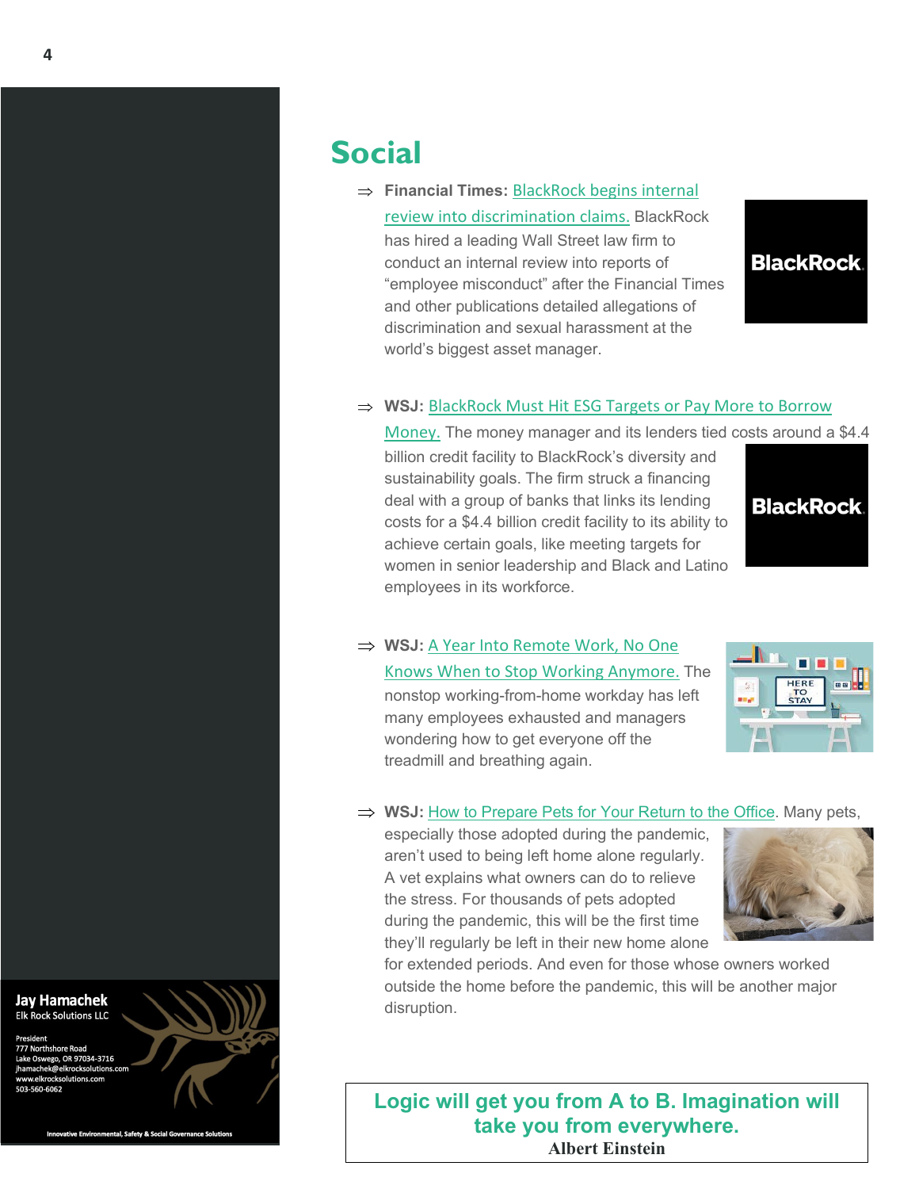## Social

⇒ **Financial Times:** BlackRock begins internal review into discrimination claims. BlackRock has hired a leading Wall Street law firm to conduct an internal review into reports of "employee misconduct" after the Financial Times and other publications detailed allegations of discrimination and sexual harassment at the world's biggest asset manager.

⇒ **WSJ:** BlackRock Must Hit ESG Targets or Pay More to Borrow Money. The money manager and its lenders tied costs around a $4.4 billion credit facility to BlackRock's diversity and sustainability goals. The firm struck a financing deal with a group of banks that links its lending costs for a $4.4 billion credit facility to its ability to achieve certain goals, like meeting targets for women in senior leadership and Black and Latino employees in its workforce.

⇒ **WSJ:** A Year Into Remote Work, No One Knows When to Stop Working Anymore. The nonstop working-from-home workday has left many employees exhausted and managers wondering how to get everyone off the treadmill and breathing again.

⇒ **WSJ:** How to Prepare Pets for Your Return to the Office. Many pets, especially those adopted during the pandemic, aren't used to being left home alone regularly. A vet explains what owners can do to relieve the stress. For thousands of pets adopted during the pandemic, this will be the first time they'll regularly be left in their new home alone for extended periods. And even for those whose owners worked outside the home before the pandemic, this will be another major disruption.

**Jay Hamachek**
Elk Rock Solutions LLC

President
777 Northshore Road
Lake Oswego, OR 97034-3716
jhamachek@elkrocksolutions.com
www.elkrocksolutions.com
503-560-6062

Innovative Environmental, Safety & Social Governance Solutions

**Logic will get you from A to B. Imagination will take you from everywhere.**
**Albert Einstein**